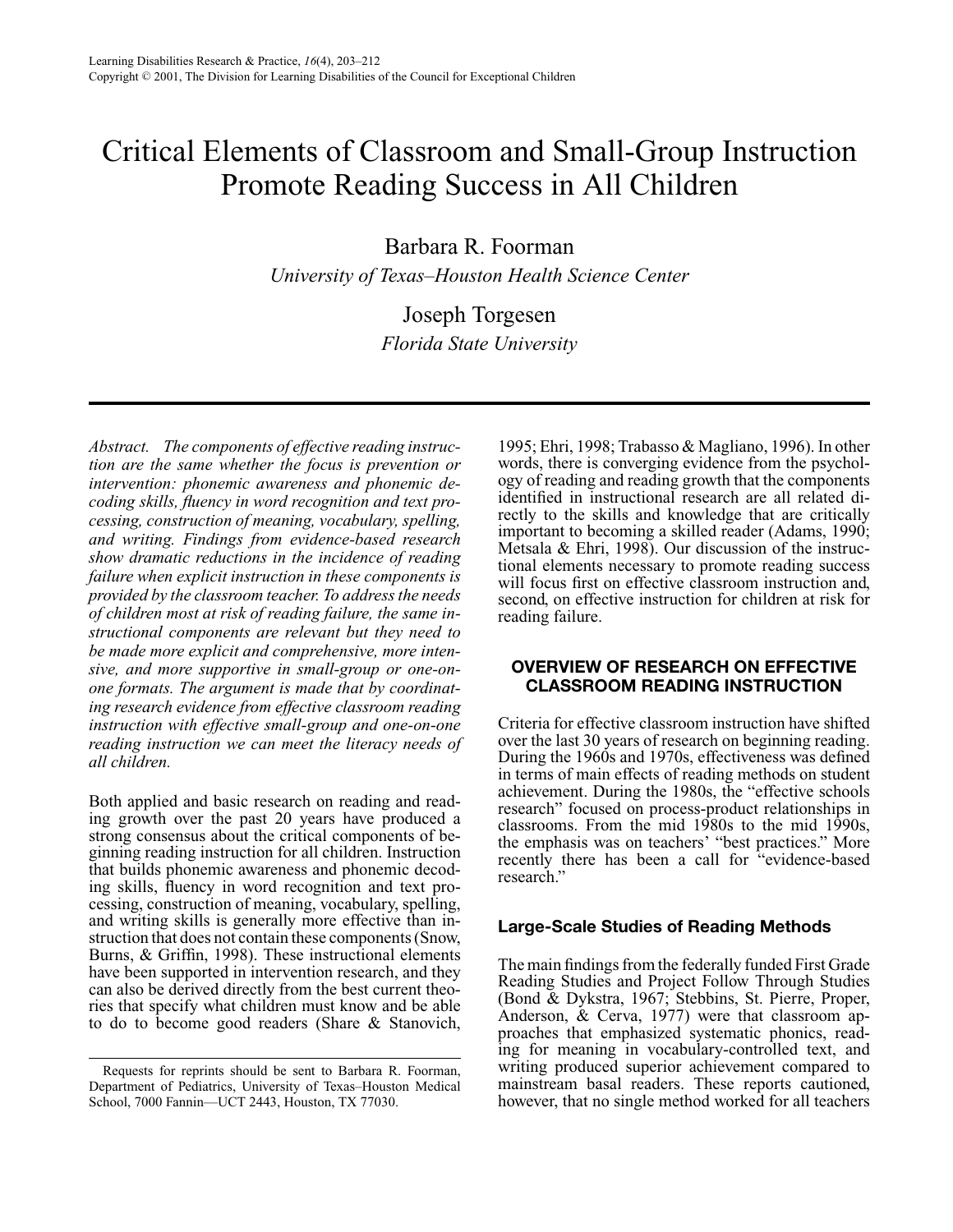# Critical Elements of Classroom and Small-Group Instruction Promote Reading Success in All Children

Barbara R. Foorman
*University of Texas–Houston Health Science Center*

Joseph Torgesen
*Florida State University*

*Abstract. The components of effective reading instruction are the same whether the focus is prevention or intervention: phonemic awareness and phonemic decoding skills, fluency in word recognition and text processing, construction of meaning, vocabulary, spelling, and writing. Findings from evidence-based research show dramatic reductions in the incidence of reading failure when explicit instruction in these components is provided by the classroom teacher. To address the needs of children most at risk of reading failure, the same instructional components are relevant but they need to be made more explicit and comprehensive, more intensive, and more supportive in small-group or one-on-one formats. The argument is made that by coordinating research evidence from effective classroom reading instruction with effective small-group and one-on-one reading instruction we can meet the literacy needs of all children.*

Both applied and basic research on reading and reading growth over the past 20 years have produced a strong consensus about the critical components of beginning reading instruction for all children. Instruction that builds phonemic awareness and phonemic decoding skills, fluency in word recognition and text processing, construction of meaning, vocabulary, spelling, and writing skills is generally more effective than instruction that does not contain these components (Snow, Burns, & Griffin, 1998). These instructional elements have been supported in intervention research, and they can also be derived directly from the best current theories that specify what children must know and be able to do to become good readers (Share & Stanovich, 1995; Ehri, 1998; Trabasso & Magliano, 1996). In other words, there is converging evidence from the psychology of reading and reading growth that the components identified in instructional research are all related directly to the skills and knowledge that are critically important to becoming a skilled reader (Adams, 1990; Metsala & Ehri, 1998). Our discussion of the instructional elements necessary to promote reading success will focus first on effective classroom instruction and, second, on effective instruction for children at risk for reading failure.

## OVERVIEW OF RESEARCH ON EFFECTIVE CLASSROOM READING INSTRUCTION

Criteria for effective classroom instruction have shifted over the last 30 years of research on beginning reading. During the 1960s and 1970s, effectiveness was defined in terms of main effects of reading methods on student achievement. During the 1980s, the "effective schools research" focused on process-product relationships in classrooms. From the mid 1980s to the mid 1990s, the emphasis was on teachers' "best practices." More recently there has been a call for "evidence-based research."

### Large-Scale Studies of Reading Methods

The main findings from the federally funded First Grade Reading Studies and Project Follow Through Studies (Bond & Dykstra, 1967; Stebbins, St. Pierre, Proper, Anderson, & Cerva, 1977) were that classroom approaches that emphasized systematic phonics, reading for meaning in vocabulary-controlled text, and writing produced superior achievement compared to mainstream basal readers. These reports cautioned, however, that no single method worked for all teachers

---

Requests for reprints should be sent to Barbara R. Foorman, Department of Pediatrics, University of Texas–Houston Medical School, 7000 Fannin—UCT 2443, Houston, TX 77030.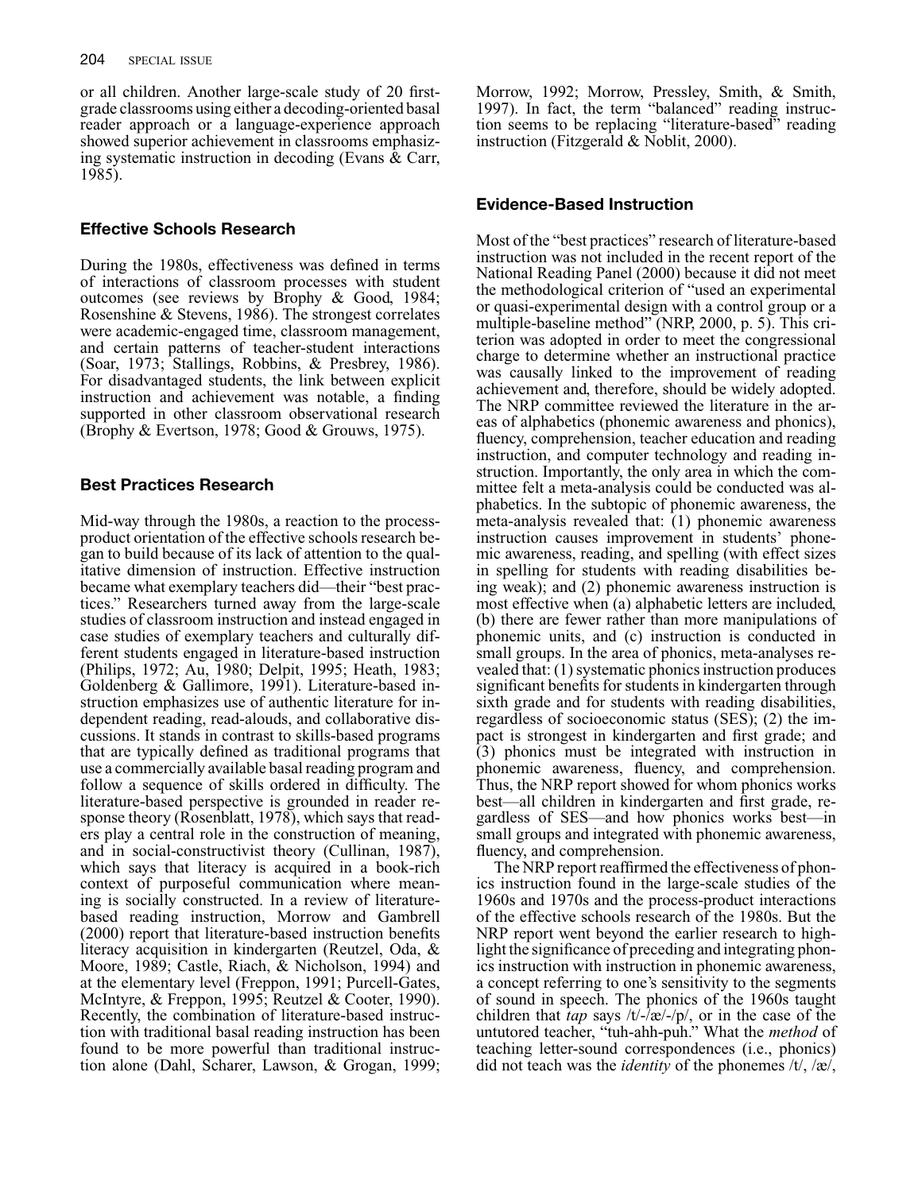or all children. Another large-scale study of 20 first-grade classrooms using either a decoding-oriented basal reader approach or a language-experience approach showed superior achievement in classrooms emphasizing systematic instruction in decoding (Evans & Carr, 1985).

### Effective Schools Research

During the 1980s, effectiveness was defined in terms of interactions of classroom processes with student outcomes (see reviews by Brophy & Good, 1984; Rosenshine & Stevens, 1986). The strongest correlates were academic-engaged time, classroom management, and certain patterns of teacher-student interactions (Soar, 1973; Stallings, Robbins, & Presbrey, 1986). For disadvantaged students, the link between explicit instruction and achievement was notable, a finding supported in other classroom observational research (Brophy & Evertson, 1978; Good & Grouws, 1975).

### Best Practices Research

Mid-way through the 1980s, a reaction to the process-product orientation of the effective schools research began to build because of its lack of attention to the qualitative dimension of instruction. Effective instruction became what exemplary teachers did—their "best practices." Researchers turned away from the large-scale studies of classroom instruction and instead engaged in case studies of exemplary teachers and culturally different students engaged in literature-based instruction (Philips, 1972; Au, 1980; Delpit, 1995; Heath, 1983; Goldenberg & Gallimore, 1991). Literature-based instruction emphasizes use of authentic literature for independent reading, read-alouds, and collaborative discussions. It stands in contrast to skills-based programs that are typically defined as traditional programs that use a commercially available basal reading program and follow a sequence of skills ordered in difficulty. The literature-based perspective is grounded in reader response theory (Rosenblatt, 1978), which says that readers play a central role in the construction of meaning, and in social-constructivist theory (Cullinan, 1987), which says that literacy is acquired in a book-rich context of purposeful communication where meaning is socially constructed. In a review of literature-based reading instruction, Morrow and Gambrell (2000) report that literature-based instruction benefits literacy acquisition in kindergarten (Reutzel, Oda, & Moore, 1989; Castle, Riach, & Nicholson, 1994) and at the elementary level (Freppon, 1991; Purcell-Gates, McIntyre, & Freppon, 1995; Reutzel & Cooter, 1990). Recently, the combination of literature-based instruction with traditional basal reading instruction has been found to be more powerful than traditional instruction alone (Dahl, Scharer, Lawson, & Grogan, 1999; Morrow, 1992; Morrow, Pressley, Smith, & Smith, 1997). In fact, the term "balanced" reading instruction seems to be replacing "literature-based" reading instruction (Fitzgerald & Noblit, 2000).

### Evidence-Based Instruction

Most of the "best practices" research of literature-based instruction was not included in the recent report of the National Reading Panel (2000) because it did not meet the methodological criterion of "used an experimental or quasi-experimental design with a control group or a multiple-baseline method" (NRP, 2000, p. 5). This criterion was adopted in order to meet the congressional charge to determine whether an instructional practice was causally linked to the improvement of reading achievement and, therefore, should be widely adopted. The NRP committee reviewed the literature in the areas of alphabetics (phonemic awareness and phonics), fluency, comprehension, teacher education and reading instruction, and computer technology and reading instruction. Importantly, the only area in which the committee felt a meta-analysis could be conducted was alphabetics. In the subtopic of phonemic awareness, the meta-analysis revealed that: (1) phonemic awareness instruction causes improvement in students' phonemic awareness, reading, and spelling (with effect sizes in spelling for students with reading disabilities being weak); and (2) phonemic awareness instruction is most effective when (a) alphabetic letters are included, (b) there are fewer rather than more manipulations of phonemic units, and (c) instruction is conducted in small groups. In the area of phonics, meta-analyses revealed that: (1) systematic phonics instruction produces significant benefits for students in kindergarten through sixth grade and for students with reading disabilities, regardless of socioeconomic status (SES); (2) the impact is strongest in kindergarten and first grade; and (3) phonics must be integrated with instruction in phonemic awareness, fluency, and comprehension. Thus, the NRP report showed for whom phonics works best—all children in kindergarten and first grade, regardless of SES—and how phonics works best—in small groups and integrated with phonemic awareness, fluency, and comprehension.

The NRP report reaffirmed the effectiveness of phonics instruction found in the large-scale studies of the 1960s and 1970s and the process-product interactions of the effective schools research of the 1980s. But the NRP report went beyond the earlier research to highlight the significance of preceding and integrating phonics instruction with instruction in phonemic awareness, a concept referring to one's sensitivity to the segments of sound in speech. The phonics of the 1960s taught children that *tap* says /t/-/æ/-/p/, or in the case of the untutored teacher, "tuh-ahh-puh." What the *method* of teaching letter-sound correspondences (i.e., phonics) did not teach was the *identity* of the phonemes /t/, /æ/,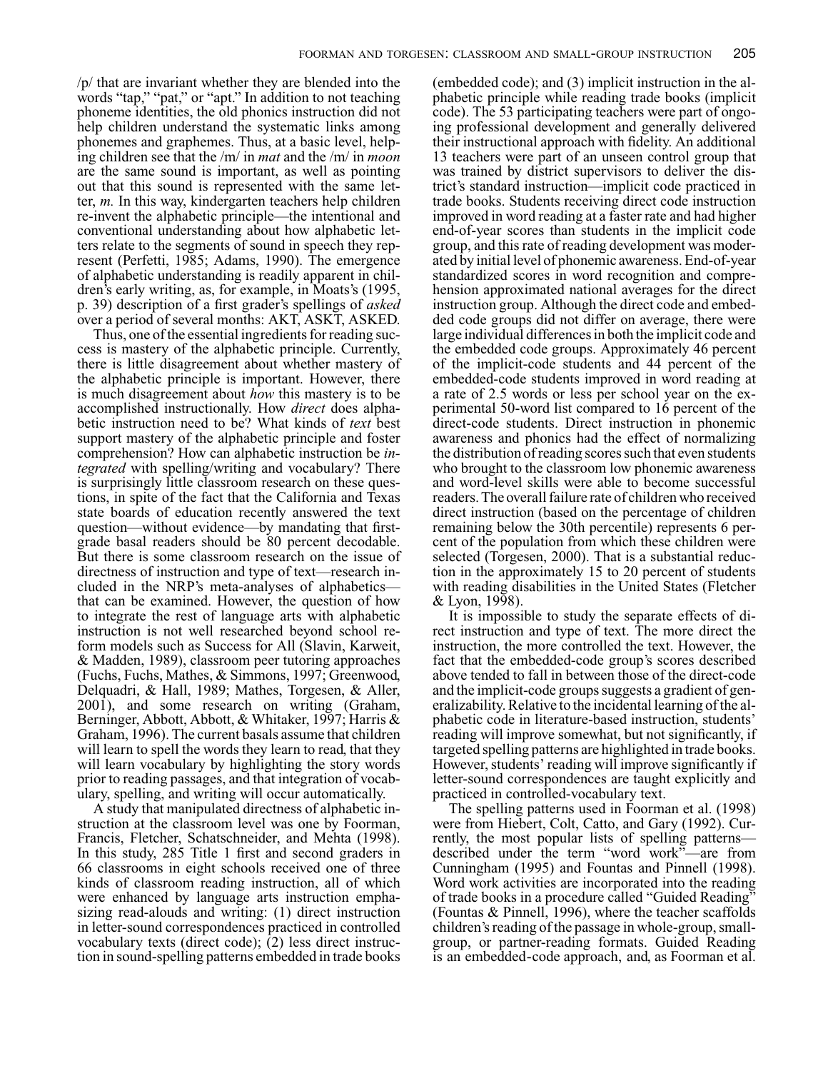/p/ that are invariant whether they are blended into the words "tap," "pat," or "apt." In addition to not teaching phoneme identities, the old phonics instruction did not help children understand the systematic links among phonemes and graphemes. Thus, at a basic level, helping children see that the /m/ in *mat* and the /m/ in *moon* are the same sound is important, as well as pointing out that this sound is represented with the same letter, *m.* In this way, kindergarten teachers help children re-invent the alphabetic principle—the intentional and conventional understanding about how alphabetic letters relate to the segments of sound in speech they represent (Perfetti, 1985; Adams, 1990). The emergence of alphabetic understanding is readily apparent in children's early writing, as, for example, in Moats's (1995, p. 39) description of a first grader's spellings of *asked* over a period of several months: AKT, ASKT, ASKED.

Thus, one of the essential ingredients for reading success is mastery of the alphabetic principle. Currently, there is little disagreement about whether mastery of the alphabetic principle is important. However, there is much disagreement about *how* this mastery is to be accomplished instructionally. How *direct* does alphabetic instruction need to be? What kinds of *text* best support mastery of the alphabetic principle and foster comprehension? How can alphabetic instruction be *integrated* with spelling/writing and vocabulary? There is surprisingly little classroom research on these questions, in spite of the fact that the California and Texas state boards of education recently answered the text question—without evidence—by mandating that first-grade basal readers should be 80 percent decodable. But there is some classroom research on the issue of directness of instruction and type of text—research included in the NRP's meta-analyses of alphabetics—that can be examined. However, the question of how to integrate the rest of language arts with alphabetic instruction is not well researched beyond school reform models such as Success for All (Slavin, Karweit, & Madden, 1989), classroom peer tutoring approaches (Fuchs, Fuchs, Mathes, & Simmons, 1997; Greenwood, Delquadri, & Hall, 1989; Mathes, Torgesen, & Aller, 2001), and some research on writing (Graham, Berninger, Abbott, Abbott, & Whitaker, 1997; Harris & Graham, 1996). The current basals assume that children will learn to spell the words they learn to read, that they will learn vocabulary by highlighting the story words prior to reading passages, and that integration of vocabulary, spelling, and writing will occur automatically.

A study that manipulated directness of alphabetic instruction at the classroom level was one by Foorman, Francis, Fletcher, Schatschneider, and Mehta (1998). In this study, 285 Title 1 first and second graders in 66 classrooms in eight schools received one of three kinds of classroom reading instruction, all of which were enhanced by language arts instruction emphasizing read-alouds and writing: (1) direct instruction in letter-sound correspondences practiced in controlled vocabulary texts (direct code); (2) less direct instruction in sound-spelling patterns embedded in trade books (embedded code); and (3) implicit instruction in the alphabetic principle while reading trade books (implicit code). The 53 participating teachers were part of ongoing professional development and generally delivered their instructional approach with fidelity. An additional 13 teachers were part of an unseen control group that was trained by district supervisors to deliver the district's standard instruction—implicit code practiced in trade books. Students receiving direct code instruction improved in word reading at a faster rate and had higher end-of-year scores than students in the implicit code group, and this rate of reading development was moderated by initial level of phonemic awareness. End-of-year standardized scores in word recognition and comprehension approximated national averages for the direct instruction group. Although the direct code and embedded code groups did not differ on average, there were large individual differences in both the implicit code and the embedded code groups. Approximately 46 percent of the implicit-code students and 44 percent of the embedded-code students improved in word reading at a rate of 2.5 words or less per school year on the experimental 50-word list compared to 16 percent of the direct-code students. Direct instruction in phonemic awareness and phonics had the effect of normalizing the distribution of reading scores such that even students who brought to the classroom low phonemic awareness and word-level skills were able to become successful readers. The overall failure rate of children who received direct instruction (based on the percentage of children remaining below the 30th percentile) represents 6 percent of the population from which these children were selected (Torgesen, 2000). That is a substantial reduction in the approximately 15 to 20 percent of students with reading disabilities in the United States (Fletcher & Lyon, 1998).

It is impossible to study the separate effects of direct instruction and type of text. The more direct the instruction, the more controlled the text. However, the fact that the embedded-code group's scores described above tended to fall in between those of the direct-code and the implicit-code groups suggests a gradient of generalizability. Relative to the incidental learning of the alphabetic code in literature-based instruction, students' reading will improve somewhat, but not significantly, if targeted spelling patterns are highlighted in trade books. However, students' reading will improve significantly if letter-sound correspondences are taught explicitly and practiced in controlled-vocabulary text.

The spelling patterns used in Foorman et al. (1998) were from Hiebert, Colt, Catto, and Gary (1992). Currently, the most popular lists of spelling patterns—described under the term "word work"—are from Cunningham (1995) and Fountas and Pinnell (1998). Word work activities are incorporated into the reading of trade books in a procedure called "Guided Reading" (Fountas & Pinnell, 1996), where the teacher scaffolds children's reading of the passage in whole-group, small-group, or partner-reading formats. Guided Reading is an embedded-code approach, and, as Foorman et al.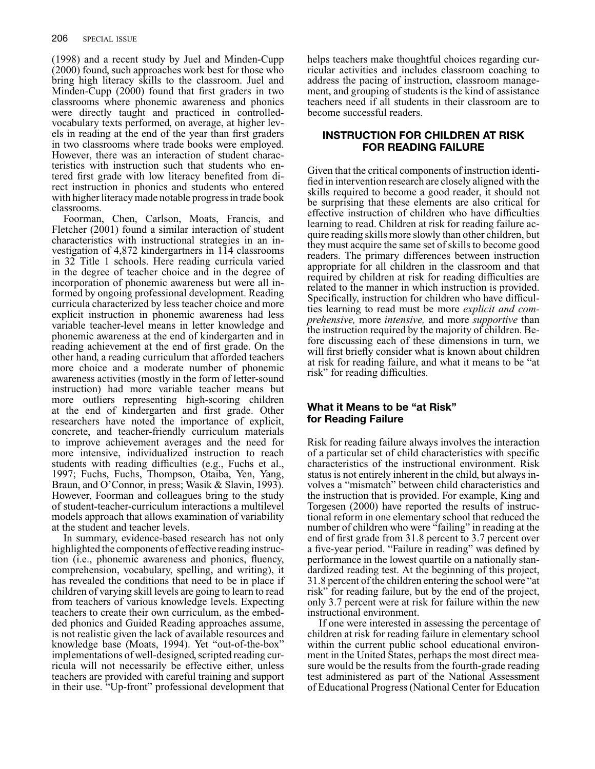(1998) and a recent study by Juel and Minden-Cupp (2000) found, such approaches work best for those who bring high literacy skills to the classroom. Juel and Minden-Cupp (2000) found that first graders in two classrooms where phonemic awareness and phonics were directly taught and practiced in controlled-vocabulary texts performed, on average, at higher levels in reading at the end of the year than first graders in two classrooms where trade books were employed. However, there was an interaction of student characteristics with instruction such that students who entered first grade with low literacy benefited from direct instruction in phonics and students who entered with higher literacy made notable progress in trade book classrooms.

Foorman, Chen, Carlson, Moats, Francis, and Fletcher (2001) found a similar interaction of student characteristics with instructional strategies in an investigation of 4,872 kindergartners in 114 classrooms in 32 Title 1 schools. Here reading curricula varied in the degree of teacher choice and in the degree of incorporation of phonemic awareness but were all informed by ongoing professional development. Reading curricula characterized by less teacher choice and more explicit instruction in phonemic awareness had less variable teacher-level means in letter knowledge and phonemic awareness at the end of kindergarten and in reading achievement at the end of first grade. On the other hand, a reading curriculum that afforded teachers more choice and a moderate number of phonemic awareness activities (mostly in the form of letter-sound instruction) had more variable teacher means but more outliers representing high-scoring children at the end of kindergarten and first grade. Other researchers have noted the importance of explicit, concrete, and teacher-friendly curriculum materials to improve achievement averages and the need for more intensive, individualized instruction to reach students with reading difficulties (e.g., Fuchs et al., 1997; Fuchs, Fuchs, Thompson, Otaiba, Yen, Yang, Braun, and O'Connor, in press; Wasik & Slavin, 1993). However, Foorman and colleagues bring to the study of student-teacher-curriculum interactions a multilevel models approach that allows examination of variability at the student and teacher levels.

In summary, evidence-based research has not only highlighted the components of effective reading instruction (i.e., phonemic awareness and phonics, fluency, comprehension, vocabulary, spelling, and writing), it has revealed the conditions that need to be in place if children of varying skill levels are going to learn to read from teachers of various knowledge levels. Expecting teachers to create their own curriculum, as the embedded phonics and Guided Reading approaches assume, is not realistic given the lack of available resources and knowledge base (Moats, 1994). Yet "out-of-the-box" implementations of well-designed, scripted reading curricula will not necessarily be effective either, unless teachers are provided with careful training and support in their use. "Up-front" professional development that helps teachers make thoughtful choices regarding curricular activities and includes classroom coaching to address the pacing of instruction, classroom management, and grouping of students is the kind of assistance teachers need if all students in their classroom are to become successful readers.

## INSTRUCTION FOR CHILDREN AT RISK FOR READING FAILURE

Given that the critical components of instruction identified in intervention research are closely aligned with the skills required to become a good reader, it should not be surprising that these elements are also critical for effective instruction of children who have difficulties learning to read. Children at risk for reading failure acquire reading skills more slowly than other children, but they must acquire the same set of skills to become good readers. The primary differences between instruction appropriate for all children in the classroom and that required by children at risk for reading difficulties are related to the manner in which instruction is provided. Specifically, instruction for children who have difficulties learning to read must be more *explicit and comprehensive,* more *intensive,* and more *supportive* than the instruction required by the majority of children. Before discussing each of these dimensions in turn, we will first briefly consider what is known about children at risk for reading failure, and what it means to be "at risk" for reading difficulties.

### What it Means to be "at Risk" for Reading Failure

Risk for reading failure always involves the interaction of a particular set of child characteristics with specific characteristics of the instructional environment. Risk status is not entirely inherent in the child, but always involves a "mismatch" between child characteristics and the instruction that is provided. For example, King and Torgesen (2000) have reported the results of instructional reform in one elementary school that reduced the number of children who were "failing" in reading at the end of first grade from 31.8 percent to 3.7 percent over a five-year period. "Failure in reading" was defined by performance in the lowest quartile on a nationally standardized reading test. At the beginning of this project, 31.8 percent of the children entering the school were "at risk" for reading failure, but by the end of the project, only 3.7 percent were at risk for failure within the new instructional environment.

If one were interested in assessing the percentage of children at risk for reading failure in elementary school within the current public school educational environment in the United States, perhaps the most direct measure would be the results from the fourth-grade reading test administered as part of the National Assessment of Educational Progress (National Center for Education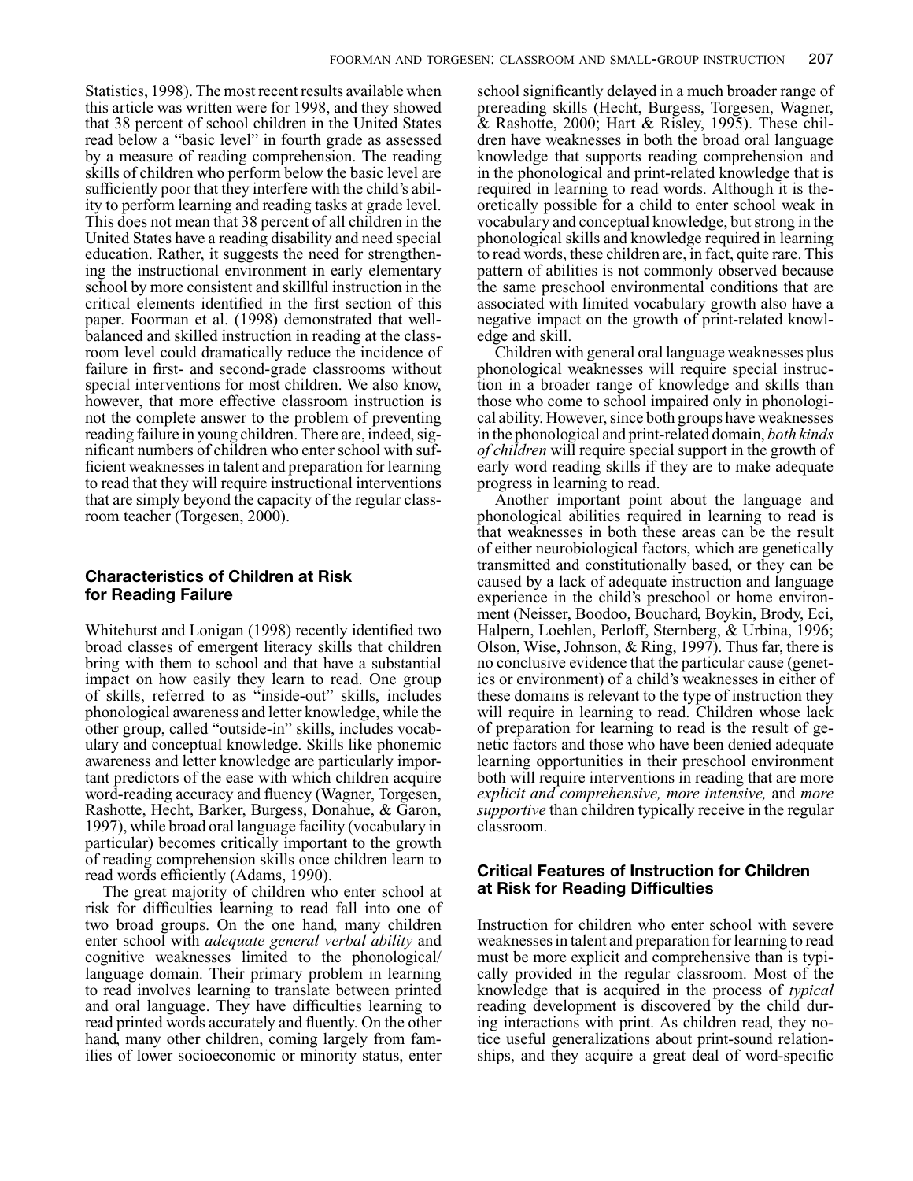Statistics, 1998). The most recent results available when this article was written were for 1998, and they showed that 38 percent of school children in the United States read below a "basic level" in fourth grade as assessed by a measure of reading comprehension. The reading skills of children who perform below the basic level are sufficiently poor that they interfere with the child's ability to perform learning and reading tasks at grade level. This does not mean that 38 percent of all children in the United States have a reading disability and need special education. Rather, it suggests the need for strengthening the instructional environment in early elementary school by more consistent and skillful instruction in the critical elements identified in the first section of this paper. Foorman et al. (1998) demonstrated that well-balanced and skilled instruction in reading at the classroom level could dramatically reduce the incidence of failure in first- and second-grade classrooms without special interventions for most children. We also know, however, that more effective classroom instruction is not the complete answer to the problem of preventing reading failure in young children. There are, indeed, significant numbers of children who enter school with sufficient weaknesses in talent and preparation for learning to read that they will require instructional interventions that are simply beyond the capacity of the regular classroom teacher (Torgesen, 2000).

### Characteristics of Children at Risk for Reading Failure

Whitehurst and Lonigan (1998) recently identified two broad classes of emergent literacy skills that children bring with them to school and that have a substantial impact on how easily they learn to read. One group of skills, referred to as "inside-out" skills, includes phonological awareness and letter knowledge, while the other group, called "outside-in" skills, includes vocabulary and conceptual knowledge. Skills like phonemic awareness and letter knowledge are particularly important predictors of the ease with which children acquire word-reading accuracy and fluency (Wagner, Torgesen, Rashotte, Hecht, Barker, Burgess, Donahue, & Garon, 1997), while broad oral language facility (vocabulary in particular) becomes critically important to the growth of reading comprehension skills once children learn to read words efficiently (Adams, 1990).

The great majority of children who enter school at risk for difficulties learning to read fall into one of two broad groups. On the one hand, many children enter school with *adequate general verbal ability* and cognitive weaknesses limited to the phonological/language domain. Their primary problem in learning to read involves learning to translate between printed and oral language. They have difficulties learning to read printed words accurately and fluently. On the other hand, many other children, coming largely from families of lower socioeconomic or minority status, enter school significantly delayed in a much broader range of prereading skills (Hecht, Burgess, Torgesen, Wagner, & Rashotte, 2000; Hart & Risley, 1995). These children have weaknesses in both the broad oral language knowledge that supports reading comprehension and in the phonological and print-related knowledge that is required in learning to read words. Although it is theoretically possible for a child to enter school weak in vocabulary and conceptual knowledge, but strong in the phonological skills and knowledge required in learning to read words, these children are, in fact, quite rare. This pattern of abilities is not commonly observed because the same preschool environmental conditions that are associated with limited vocabulary growth also have a negative impact on the growth of print-related knowledge and skill.

Children with general oral language weaknesses plus phonological weaknesses will require special instruction in a broader range of knowledge and skills than those who come to school impaired only in phonological ability. However, since both groups have weaknesses in the phonological and print-related domain, *both kinds of children* will require special support in the growth of early word reading skills if they are to make adequate progress in learning to read.

Another important point about the language and phonological abilities required in learning to read is that weaknesses in both these areas can be the result of either neurobiological factors, which are genetically transmitted and constitutionally based, or they can be caused by a lack of adequate instruction and language experience in the child's preschool or home environment (Neisser, Boodoo, Bouchard, Boykin, Brody, Eci, Halpern, Loehlen, Perloff, Sternberg, & Urbina, 1996; Olson, Wise, Johnson, & Ring, 1997). Thus far, there is no conclusive evidence that the particular cause (genetics or environment) of a child's weaknesses in either of these domains is relevant to the type of instruction they will require in learning to read. Children whose lack of preparation for learning to read is the result of genetic factors and those who have been denied adequate learning opportunities in their preschool environment both will require interventions in reading that are more *explicit and comprehensive, more intensive,* and *more supportive* than children typically receive in the regular classroom.

### Critical Features of Instruction for Children at Risk for Reading Difficulties

Instruction for children who enter school with severe weaknesses in talent and preparation for learning to read must be more explicit and comprehensive than is typically provided in the regular classroom. Most of the knowledge that is acquired in the process of *typical* reading development is discovered by the child during interactions with print. As children read, they notice useful generalizations about print-sound relationships, and they acquire a great deal of word-specific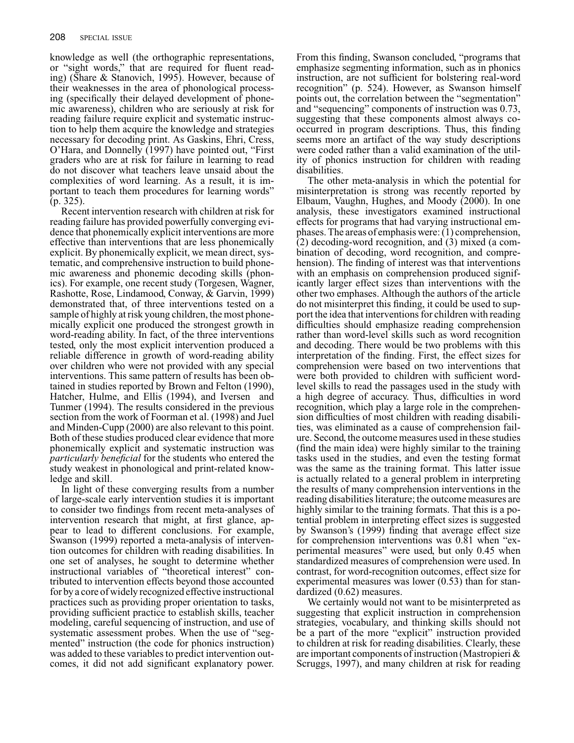knowledge as well (the orthographic representations, or "sight words," that are required for fluent reading) (Share & Stanovich, 1995). However, because of their weaknesses in the area of phonological processing (specifically their delayed development of phonemic awareness), children who are seriously at risk for reading failure require explicit and systematic instruction to help them acquire the knowledge and strategies necessary for decoding print. As Gaskins, Ehri, Cress, O'Hara, and Donnelly (1997) have pointed out, "First graders who are at risk for failure in learning to read do not discover what teachers leave unsaid about the complexities of word learning. As a result, it is important to teach them procedures for learning words" (p. 325).

Recent intervention research with children at risk for reading failure has provided powerfully converging evidence that phonemically explicit interventions are more effective than interventions that are less phonemically explicit. By phonemically explicit, we mean direct, systematic, and comprehensive instruction to build phonemic awareness and phonemic decoding skills (phonics). For example, one recent study (Torgesen, Wagner, Rashotte, Rose, Lindamood, Conway, & Garvin, 1999) demonstrated that, of three interventions tested on a sample of highly at risk young children, the most phonemically explicit one produced the strongest growth in word-reading ability. In fact, of the three interventions tested, only the most explicit intervention produced a reliable difference in growth of word-reading ability over children who were not provided with any special interventions. This same pattern of results has been obtained in studies reported by Brown and Felton (1990), Hatcher, Hulme, and Ellis (1994), and Iversen and Tunmer (1994). The results considered in the previous section from the work of Foorman et al. (1998) and Juel and Minden-Cupp (2000) are also relevant to this point. Both of these studies produced clear evidence that more phonemically explicit and systematic instruction was *particularly beneficial* for the students who entered the study weakest in phonological and print-related knowledge and skill.

In light of these converging results from a number of large-scale early intervention studies it is important to consider two findings from recent meta-analyses of intervention research that might, at first glance, appear to lead to different conclusions. For example, Swanson (1999) reported a meta-analysis of intervention outcomes for children with reading disabilities. In one set of analyses, he sought to determine whether instructional variables of "theoretical interest" contributed to intervention effects beyond those accounted for by a core of widely recognized effective instructional practices such as providing proper orientation to tasks, providing sufficient practice to establish skills, teacher modeling, careful sequencing of instruction, and use of systematic assessment probes. When the use of "segmented" instruction (the code for phonics instruction) was added to these variables to predict intervention outcomes, it did not add significant explanatory power. From this finding, Swanson concluded, "programs that emphasize segmenting information, such as in phonics instruction, are not sufficient for bolstering real-word recognition" (p. 524). However, as Swanson himself points out, the correlation between the "segmentation" and "sequencing" components of instruction was 0.73, suggesting that these components almost always co-occurred in program descriptions. Thus, this finding seems more an artifact of the way study descriptions were coded rather than a valid examination of the utility of phonics instruction for children with reading disabilities.

The other meta-analysis in which the potential for misinterpretation is strong was recently reported by Elbaum, Vaughn, Hughes, and Moody (2000). In one analysis, these investigators examined instructional effects for programs that had varying instructional emphases. The areas of emphasis were: (1) comprehension, (2) decoding-word recognition, and (3) mixed (a combination of decoding, word recognition, and comprehension). The finding of interest was that interventions with an emphasis on comprehension produced significantly larger effect sizes than interventions with the other two emphases. Although the authors of the article do not misinterpret this finding, it could be used to support the idea that interventions for children with reading difficulties should emphasize reading comprehension rather than word-level skills such as word recognition and decoding. There would be two problems with this interpretation of the finding. First, the effect sizes for comprehension were based on two interventions that were both provided to children with sufficient word-level skills to read the passages used in the study with a high degree of accuracy. Thus, difficulties in word recognition, which play a large role in the comprehension difficulties of most children with reading disabilities, was eliminated as a cause of comprehension failure. Second, the outcome measures used in these studies (find the main idea) were highly similar to the training tasks used in the studies, and even the testing format was the same as the training format. This latter issue is actually related to a general problem in interpreting the results of many comprehension interventions in the reading disabilities literature; the outcome measures are highly similar to the training formats. That this is a potential problem in interpreting effect sizes is suggested by Swanson's (1999) finding that average effect size for comprehension interventions was 0.81 when "experimental measures" were used, but only 0.45 when standardized measures of comprehension were used. In contrast, for word-recognition outcomes, effect size for experimental measures was lower (0.53) than for standardized (0.62) measures.

We certainly would not want to be misinterpreted as suggesting that explicit instruction in comprehension strategies, vocabulary, and thinking skills should not be a part of the more "explicit" instruction provided to children at risk for reading disabilities. Clearly, these are important components of instruction (Mastropieri & Scruggs, 1997), and many children at risk for reading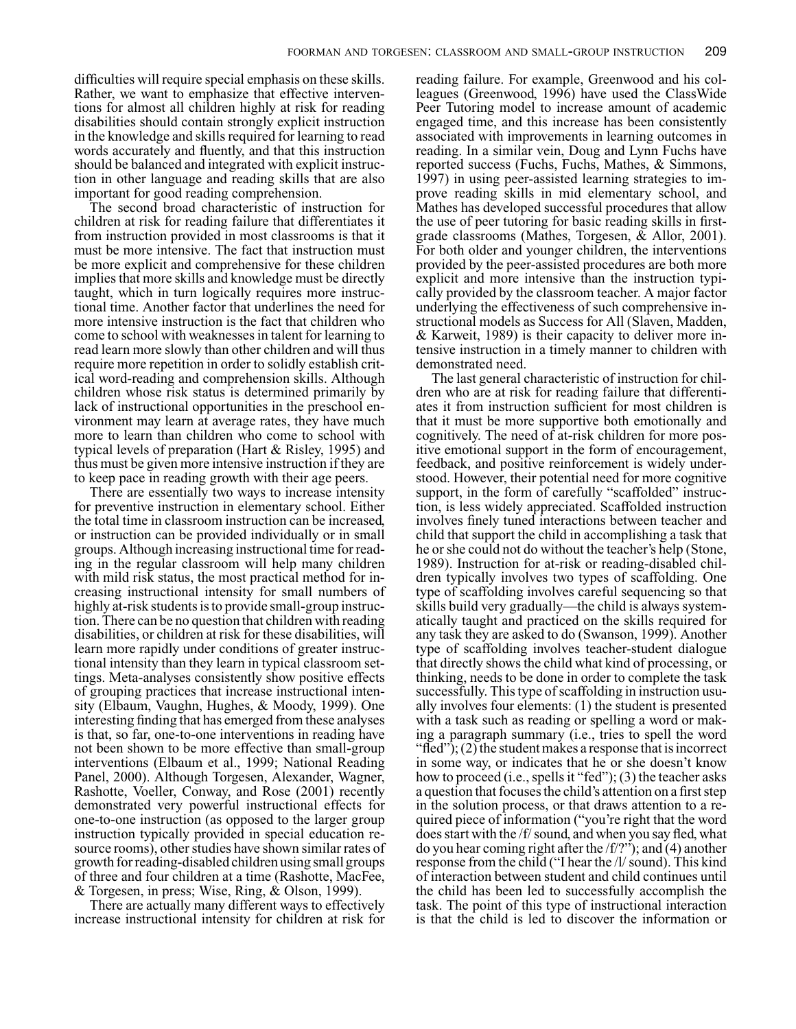difficulties will require special emphasis on these skills. Rather, we want to emphasize that effective interventions for almost all children highly at risk for reading disabilities should contain strongly explicit instruction in the knowledge and skills required for learning to read words accurately and fluently, and that this instruction should be balanced and integrated with explicit instruction in other language and reading skills that are also important for good reading comprehension.

The second broad characteristic of instruction for children at risk for reading failure that differentiates it from instruction provided in most classrooms is that it must be more intensive. The fact that instruction must be more explicit and comprehensive for these children implies that more skills and knowledge must be directly taught, which in turn logically requires more instructional time. Another factor that underlines the need for more intensive instruction is the fact that children who come to school with weaknesses in talent for learning to read learn more slowly than other children and will thus require more repetition in order to solidly establish critical word-reading and comprehension skills. Although children whose risk status is determined primarily by lack of instructional opportunities in the preschool environment may learn at average rates, they have much more to learn than children who come to school with typical levels of preparation (Hart & Risley, 1995) and thus must be given more intensive instruction if they are to keep pace in reading growth with their age peers.

There are essentially two ways to increase intensity for preventive instruction in elementary school. Either the total time in classroom instruction can be increased, or instruction can be provided individually or in small groups. Although increasing instructional time for reading in the regular classroom will help many children with mild risk status, the most practical method for increasing instructional intensity for small numbers of highly at-risk students is to provide small-group instruction. There can be no question that children with reading disabilities, or children at risk for these disabilities, will learn more rapidly under conditions of greater instructional intensity than they learn in typical classroom settings. Meta-analyses consistently show positive effects of grouping practices that increase instructional intensity (Elbaum, Vaughn, Hughes, & Moody, 1999). One interesting finding that has emerged from these analyses is that, so far, one-to-one interventions in reading have not been shown to be more effective than small-group interventions (Elbaum et al., 1999; National Reading Panel, 2000). Although Torgesen, Alexander, Wagner, Rashotte, Voeller, Conway, and Rose (2001) recently demonstrated very powerful instructional effects for one-to-one instruction (as opposed to the larger group instruction typically provided in special education resource rooms), other studies have shown similar rates of growth for reading-disabled children using small groups of three and four children at a time (Rashotte, MacFee, & Torgesen, in press; Wise, Ring, & Olson, 1999).

There are actually many different ways to effectively increase instructional intensity for children at risk for reading failure. For example, Greenwood and his colleagues (Greenwood, 1996) have used the ClassWide Peer Tutoring model to increase amount of academic engaged time, and this increase has been consistently associated with improvements in learning outcomes in reading. In a similar vein, Doug and Lynn Fuchs have reported success (Fuchs, Fuchs, Mathes, & Simmons, 1997) in using peer-assisted learning strategies to improve reading skills in mid elementary school, and Mathes has developed successful procedures that allow the use of peer tutoring for basic reading skills in first-grade classrooms (Mathes, Torgesen, & Allor, 2001). For both older and younger children, the interventions provided by the peer-assisted procedures are both more explicit and more intensive than the instruction typically provided by the classroom teacher. A major factor underlying the effectiveness of such comprehensive instructional models as Success for All (Slaven, Madden, & Karweit, 1989) is their capacity to deliver more intensive instruction in a timely manner to children with demonstrated need.

The last general characteristic of instruction for children who are at risk for reading failure that differentiates it from instruction sufficient for most children is that it must be more supportive both emotionally and cognitively. The need of at-risk children for more positive emotional support in the form of encouragement, feedback, and positive reinforcement is widely understood. However, their potential need for more cognitive support, in the form of carefully "scaffolded" instruction, is less widely appreciated. Scaffolded instruction involves finely tuned interactions between teacher and child that support the child in accomplishing a task that he or she could not do without the teacher's help (Stone, 1989). Instruction for at-risk or reading-disabled children typically involves two types of scaffolding. One type of scaffolding involves careful sequencing so that skills build very gradually—the child is always systematically taught and practiced on the skills required for any task they are asked to do (Swanson, 1999). Another type of scaffolding involves teacher-student dialogue that directly shows the child what kind of processing, or thinking, needs to be done in order to complete the task successfully. This type of scaffolding in instruction usually involves four elements: (1) the student is presented with a task such as reading or spelling a word or making a paragraph summary (i.e., tries to spell the word "fled"); (2) the student makes a response that is incorrect in some way, or indicates that he or she doesn't know how to proceed (i.e., spells it "fed"); (3) the teacher asks a question that focuses the child's attention on a first step in the solution process, or that draws attention to a required piece of information ("you're right that the word does start with the /f/ sound, and when you say fled, what do you hear coming right after the /f/?"); and (4) another response from the child ("I hear the /l/ sound). This kind of interaction between student and child continues until the child has been led to successfully accomplish the task. The point of this type of instructional interaction is that the child is led to discover the information or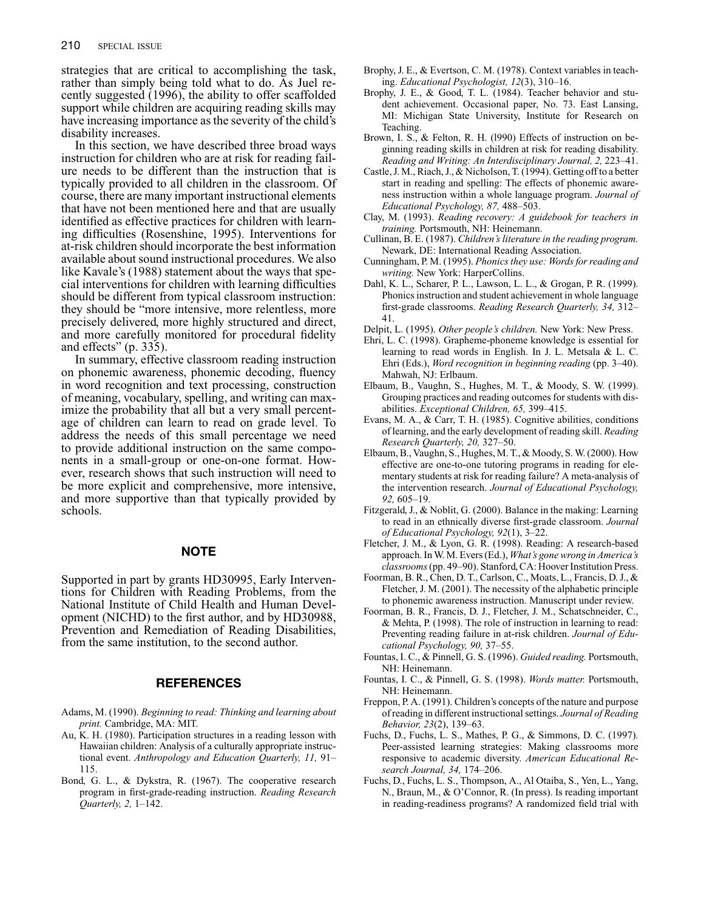strategies that are critical to accomplishing the task, rather than simply being told what to do. As Juel recently suggested (1996), the ability to offer scaffolded support while children are acquiring reading skills may have increasing importance as the severity of the child's disability increases.

In this section, we have described three broad ways instruction for children who are at risk for reading failure needs to be different than the instruction that is typically provided to all children in the classroom. Of course, there are many important instructional elements that have not been mentioned here and that are usually identified as effective practices for children with learning difficulties (Rosenshine, 1995). Interventions for at-risk children should incorporate the best information available about sound instructional procedures. We also like Kavale's (1988) statement about the ways that special interventions for children with learning difficulties should be different from typical classroom instruction: they should be "more intensive, more relentless, more precisely delivered, more highly structured and direct, and more carefully monitored for procedural fidelity and effects" (p. 335).

In summary, effective classroom reading instruction on phonemic awareness, phonemic decoding, fluency in word recognition and text processing, construction of meaning, vocabulary, spelling, and writing can maximize the probability that all but a very small percentage of children can learn to read on grade level. To address the needs of this small percentage we need to provide additional instruction on the same components in a small-group or one-on-one format. However, research shows that such instruction will need to be more explicit and comprehensive, more intensive, and more supportive than that typically provided by schools.

## NOTE

Supported in part by grants HD30995, Early Interventions for Children with Reading Problems, from the National Institute of Child Health and Human Development (NICHD) to the first author, and by HD30988, Prevention and Remediation of Reading Disabilities, from the same institution, to the second author.

## REFERENCES

Adams, M. (1990). *Beginning to read: Thinking and learning about print.* Cambridge, MA: MIT.

Au, K. H. (1980). Participation structures in a reading lesson with Hawaiian children: Analysis of a culturally appropriate instructional event. *Anthropology and Education Quarterly, 11,* 91–115.

Bond, G. L., & Dykstra, R. (1967). The cooperative research program in first-grade-reading instruction. *Reading Research Quarterly, 2,* 1–142.

Brophy, J. E., & Evertson, C. M. (1978). Context variables in teaching. *Educational Psychologist, 12*(3), 310–16.

Brophy, J. E., & Good, T. L. (1984). Teacher behavior and student achievement. Occasional paper, No. 73. East Lansing, MI: Michigan State University, Institute for Research on Teaching.

Brown, I. S., & Felton, R. H. (l990) Effects of instruction on beginning reading skills in children at risk for reading disability. *Reading and Writing: An Interdisciplinary Journal, 2,* 223–41.

Castle, J. M., Riach, J., & Nicholson, T. (1994). Getting off to a better start in reading and spelling: The effects of phonemic awareness instruction within a whole language program. *Journal of Educational Psychology, 87,* 488–503.

Clay, M. (1993). *Reading recovery: A guidebook for teachers in training.* Portsmouth, NH: Heinemann.

Cullinan, B. E. (1987). *Children's literature in the reading program.* Newark, DE: International Reading Association.

Cunningham, P. M. (1995). *Phonics they use: Words for reading and writing.* New York: HarperCollins.

Dahl, K. L., Scharer, P. L., Lawson, L. L., & Grogan, P. R. (1999). Phonics instruction and student achievement in whole language first-grade classrooms. *Reading Research Quarterly, 34,* 312–41.

Delpit, L. (1995). *Other people's children.* New York: New Press.

Ehri, L. C. (1998). Grapheme-phoneme knowledge is essential for learning to read words in English. In J. L. Metsala & L. C. Ehri (Eds.), *Word recognition in beginning reading* (pp. 3–40). Mahwah, NJ: Erlbaum.

Elbaum, B., Vaughn, S., Hughes, M. T., & Moody, S. W. (1999). Grouping practices and reading outcomes for students with disabilities. *Exceptional Children, 65,* 399–415.

Evans, M. A., & Carr, T. H. (1985). Cognitive abilities, conditions of learning, and the early development of reading skill. *Reading Research Quarterly, 20,* 327–50.

Elbaum, B., Vaughn, S., Hughes, M. T., & Moody, S. W. (2000). How effective are one-to-one tutoring programs in reading for elementary students at risk for reading failure? A meta-analysis of the intervention research. *Journal of Educational Psychology, 92,* 605–19.

Fitzgerald, J., & Noblit, G. (2000). Balance in the making: Learning to read in an ethnically diverse first-grade classroom. *Journal of Educational Psychology, 92*(1), 3–22.

Fletcher, J. M., & Lyon, G. R. (1998). Reading: A research-based approach. In W. M. Evers (Ed.), *What's gone wrong in America's classrooms* (pp. 49–90). Stanford, CA: Hoover Institution Press.

Foorman, B. R., Chen, D. T., Carlson, C., Moats, L., Francis, D. J., & Fletcher, J. M. (2001). The necessity of the alphabetic principle to phonemic awareness instruction. Manuscript under review.

Foorman, B. R., Francis, D. J., Fletcher, J. M., Schatschneider, C., & Mehta, P. (1998). The role of instruction in learning to read: Preventing reading failure in at-risk children. *Journal of Educational Psychology, 90,* 37–55.

Fountas, I. C., & Pinnell, G. S. (1996). *Guided reading.* Portsmouth, NH: Heinemann.

Fountas, I. C., & Pinnell, G. S. (1998). *Words matter.* Portsmouth, NH: Heinemann.

Freppon, P. A. (1991). Children's concepts of the nature and purpose of reading in different instructional settings. *Journal of Reading Behavior, 23*(2), 139–63.

Fuchs, D., Fuchs, L. S., Mathes, P. G., & Simmons, D. C. (1997). Peer-assisted learning strategies: Making classrooms more responsive to academic diversity. *American Educational Research Journal, 34,* 174–206.

Fuchs, D., Fuchs, L. S., Thompson, A., Al Otaiba, S., Yen, L., Yang, N., Braun, M., & O'Connor, R. (In press). Is reading important in reading-readiness programs? A randomized field trial with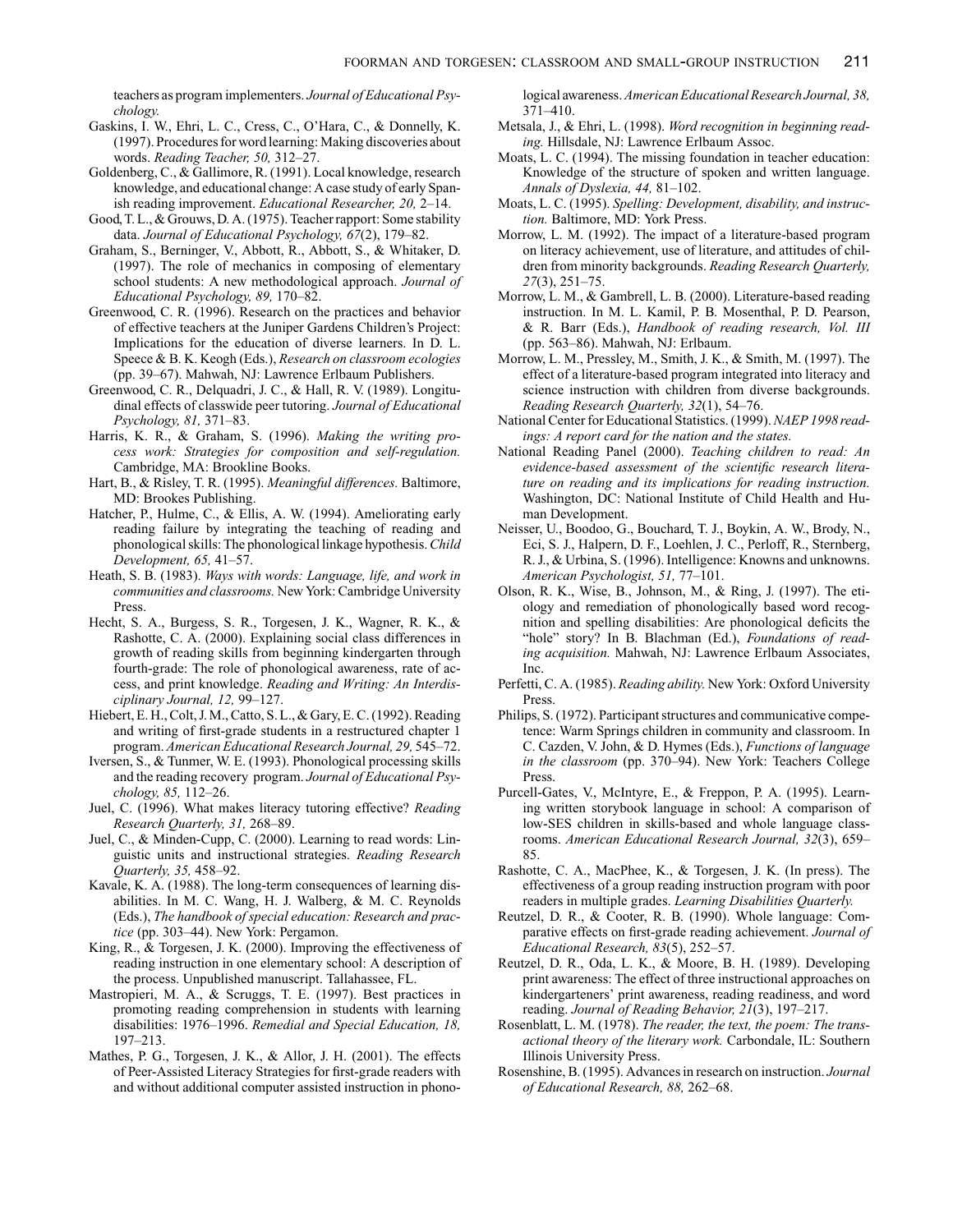teachers as program implementers. *Journal of Educational Psychology.*

Gaskins, I. W., Ehri, L. C., Cress, C., O'Hara, C., & Donnelly, K. (1997). Procedures for word learning: Making discoveries about words. *Reading Teacher, 50,* 312–27.

Goldenberg, C., & Gallimore, R. (1991). Local knowledge, research knowledge, and educational change: A case study of early Spanish reading improvement. *Educational Researcher, 20,* 2–14.

Good, T. L., & Grouws, D. A. (1975). Teacher rapport: Some stability data. *Journal of Educational Psychology, 67*(2), 179–82.

Graham, S., Berninger, V., Abbott, R., Abbott, S., & Whitaker, D. (1997). The role of mechanics in composing of elementary school students: A new methodological approach. *Journal of Educational Psychology, 89,* 170–82.

Greenwood, C. R. (1996). Research on the practices and behavior of effective teachers at the Juniper Gardens Children's Project: Implications for the education of diverse learners. In D. L. Speece & B. K. Keogh (Eds.), *Research on classroom ecologies* (pp. 39–67). Mahwah, NJ: Lawrence Erlbaum Publishers.

Greenwood, C. R., Delquadri, J. C., & Hall, R. V. (1989). Longitudinal effects of classwide peer tutoring. *Journal of Educational Psychology, 81,* 371–83.

Harris, K. R., & Graham, S. (1996). *Making the writing process work: Strategies for composition and self-regulation.* Cambridge, MA: Brookline Books.

Hart, B., & Risley, T. R. (1995). *Meaningful differences.* Baltimore, MD: Brookes Publishing.

Hatcher, P., Hulme, C., & Ellis, A. W. (1994). Ameliorating early reading failure by integrating the teaching of reading and phonological skills: The phonological linkage hypothesis. *Child Development, 65,* 41–57.

Heath, S. B. (1983). *Ways with words: Language, life, and work in communities and classrooms.* New York: Cambridge University Press.

Hecht, S. A., Burgess, S. R., Torgesen, J. K., Wagner, R. K., & Rashotte, C. A. (2000). Explaining social class differences in growth of reading skills from beginning kindergarten through fourth-grade: The role of phonological awareness, rate of access, and print knowledge. *Reading and Writing: An Interdisciplinary Journal, 12,* 99–127.

Hiebert, E. H., Colt, J. M., Catto, S. L., & Gary, E. C. (1992). Reading and writing of first-grade students in a restructured chapter 1 program. *American Educational Research Journal, 29,* 545–72.

Iversen, S., & Tunmer, W. E. (1993). Phonological processing skills and the reading recovery program. *Journal of Educational Psychology, 85,* 112–26.

Juel, C. (1996). What makes literacy tutoring effective? *Reading Research Quarterly, 31,* 268–89.

Juel, C., & Minden-Cupp, C. (2000). Learning to read words: Linguistic units and instructional strategies. *Reading Research Quarterly, 35,* 458–92.

Kavale, K. A. (1988). The long-term consequences of learning disabilities. In M. C. Wang, H. J. Walberg, & M. C. Reynolds (Eds.), *The handbook of special education: Research and practice* (pp. 303–44). New York: Pergamon.

King, R., & Torgesen, J. K. (2000). Improving the effectiveness of reading instruction in one elementary school: A description of the process. Unpublished manuscript. Tallahassee, FL.

Mastropieri, M. A., & Scruggs, T. E. (1997). Best practices in promoting reading comprehension in students with learning disabilities: 1976–1996. *Remedial and Special Education, 18,* 197–213.

Mathes, P. G., Torgesen, J. K., & Allor, J. H. (2001). The effects of Peer-Assisted Literacy Strategies for first-grade readers with and without additional computer assisted instruction in phonological awareness. *American Educational Research Journal, 38,* 371–410.

Metsala, J., & Ehri, L. (1998). *Word recognition in beginning reading.* Hillsdale, NJ: Lawrence Erlbaum Assoc.

Moats, L. C. (1994). The missing foundation in teacher education: Knowledge of the structure of spoken and written language. *Annals of Dyslexia, 44,* 81–102.

Moats, L. C. (1995). *Spelling: Development, disability, and instruction.* Baltimore, MD: York Press.

Morrow, L. M. (1992). The impact of a literature-based program on literacy achievement, use of literature, and attitudes of children from minority backgrounds. *Reading Research Quarterly, 27*(3), 251–75.

Morrow, L. M., & Gambrell, L. B. (2000). Literature-based reading instruction. In M. L. Kamil, P. B. Mosenthal, P. D. Pearson, & R. Barr (Eds.), *Handbook of reading research, Vol. III* (pp. 563–86). Mahwah, NJ: Erlbaum.

Morrow, L. M., Pressley, M., Smith, J. K., & Smith, M. (1997). The effect of a literature-based program integrated into literacy and science instruction with children from diverse backgrounds. *Reading Research Quarterly, 32*(1), 54–76.

National Center for Educational Statistics. (1999). *NAEP 1998 readings: A report card for the nation and the states.*

National Reading Panel (2000). *Teaching children to read: An evidence-based assessment of the scientific research literature on reading and its implications for reading instruction.* Washington, DC: National Institute of Child Health and Human Development.

Neisser, U., Boodoo, G., Bouchard, T. J., Boykin, A. W., Brody, N., Eci, S. J., Halpern, D. F., Loehlen, J. C., Perloff, R., Sternberg, R. J., & Urbina, S. (1996). Intelligence: Knowns and unknowns. *American Psychologist, 51,* 77–101.

Olson, R. K., Wise, B., Johnson, M., & Ring, J. (1997). The etiology and remediation of phonologically based word recognition and spelling disabilities: Are phonological deficits the "hole" story? In B. Blachman (Ed.), *Foundations of reading acquisition.* Mahwah, NJ: Lawrence Erlbaum Associates, Inc.

Perfetti, C. A. (1985). *Reading ability.* New York: Oxford University Press.

Philips, S. (1972). Participant structures and communicative competence: Warm Springs children in community and classroom. In C. Cazden, V. John, & D. Hymes (Eds.), *Functions of language in the classroom* (pp. 370–94). New York: Teachers College Press.

Purcell-Gates, V., McIntyre, E., & Freppon, P. A. (1995). Learning written storybook language in school: A comparison of low-SES children in skills-based and whole language classrooms. *American Educational Research Journal, 32*(3), 659–85.

Rashotte, C. A., MacPhee, K., & Torgesen, J. K. (In press). The effectiveness of a group reading instruction program with poor readers in multiple grades. *Learning Disabilities Quarterly.*

Reutzel, D. R., & Cooter, R. B. (1990). Whole language: Comparative effects on first-grade reading achievement. *Journal of Educational Research, 83*(5), 252–57.

Reutzel, D. R., Oda, L. K., & Moore, B. H. (1989). Developing print awareness: The effect of three instructional approaches on kindergarteners' print awareness, reading readiness, and word reading. *Journal of Reading Behavior, 21*(3), 197–217.

Rosenblatt, L. M. (1978). *The reader, the text, the poem: The transactional theory of the literary work.* Carbondale, IL: Southern Illinois University Press.

Rosenshine, B. (1995). Advances in research on instruction. *Journal of Educational Research, 88,* 262–68.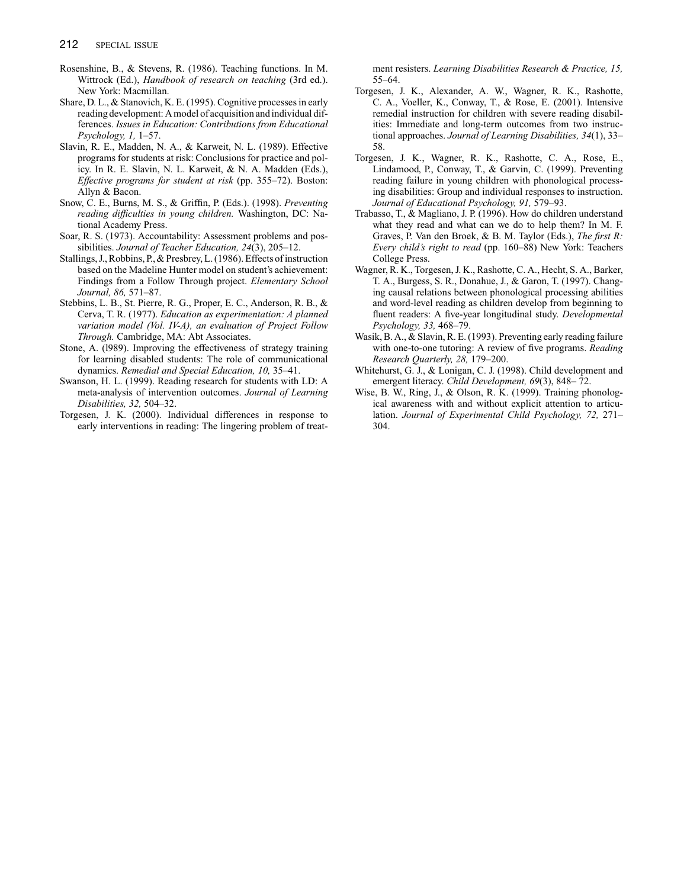Rosenshine, B., & Stevens, R. (1986). Teaching functions. In M. Wittrock (Ed.), *Handbook of research on teaching* (3rd ed.). New York: Macmillan.

Share, D. L., & Stanovich, K. E. (1995). Cognitive processes in early reading development: A model of acquisition and individual differences. *Issues in Education: Contributions from Educational Psychology, 1,* 1–57.

Slavin, R. E., Madden, N. A., & Karweit, N. L. (1989). Effective programs for students at risk: Conclusions for practice and policy. In R. E. Slavin, N. L. Karweit, & N. A. Madden (Eds.), *Effective programs for student at risk* (pp. 355–72). Boston: Allyn & Bacon.

Snow, C. E., Burns, M. S., & Griffin, P. (Eds.). (1998). *Preventing reading difficulties in young children.* Washington, DC: National Academy Press.

Soar, R. S. (1973). Accountability: Assessment problems and possibilities. *Journal of Teacher Education, 24*(3), 205–12.

Stallings, J., Robbins, P., & Presbrey, L. (1986). Effects of instruction based on the Madeline Hunter model on student's achievement: Findings from a Follow Through project. *Elementary School Journal, 86,* 571–87.

Stebbins, L. B., St. Pierre, R. G., Proper, E. C., Anderson, R. B., & Cerva, T. R. (1977). *Education as experimentation: A planned variation model (Vol. IV-A), an evaluation of Project Follow Through.* Cambridge, MA: Abt Associates.

Stone, A. (l989). Improving the effectiveness of strategy training for learning disabled students: The role of communicational dynamics. *Remedial and Special Education, 10,* 35–41.

Swanson, H. L. (1999). Reading research for students with LD: A meta-analysis of intervention outcomes. *Journal of Learning Disabilities, 32,* 504–32.

Torgesen, J. K. (2000). Individual differences in response to early interventions in reading: The lingering problem of treatment resisters. *Learning Disabilities Research & Practice, 15,* 55–64.

Torgesen, J. K., Alexander, A. W., Wagner, R. K., Rashotte, C. A., Voeller, K., Conway, T., & Rose, E. (2001). Intensive remedial instruction for children with severe reading disabilities: Immediate and long-term outcomes from two instructional approaches. *Journal of Learning Disabilities, 34*(1), 33–58.

Torgesen, J. K., Wagner, R. K., Rashotte, C. A., Rose, E., Lindamood, P., Conway, T., & Garvin, C. (1999). Preventing reading failure in young children with phonological processing disabilities: Group and individual responses to instruction. *Journal of Educational Psychology, 91,* 579–93.

Trabasso, T., & Magliano, J. P. (1996). How do children understand what they read and what can we do to help them? In M. F. Graves, P. Van den Broek, & B. M. Taylor (Eds.), *The first R: Every child's right to read* (pp. 160–88) New York: Teachers College Press.

Wagner, R. K., Torgesen, J. K., Rashotte, C. A., Hecht, S. A., Barker, T. A., Burgess, S. R., Donahue, J., & Garon, T. (1997). Changing causal relations between phonological processing abilities and word-level reading as children develop from beginning to fluent readers: A five-year longitudinal study. *Developmental Psychology, 33,* 468–79.

Wasik, B. A., & Slavin, R. E. (1993). Preventing early reading failure with one-to-one tutoring: A review of five programs. *Reading Research Quarterly, 28,* 179–200.

Whitehurst, G. J., & Lonigan, C. J. (1998). Child development and emergent literacy. *Child Development, 69*(3), 848– 72.

Wise, B. W., Ring, J., & Olson, R. K. (1999). Training phonological awareness with and without explicit attention to articulation. *Journal of Experimental Child Psychology, 72,* 271–304.